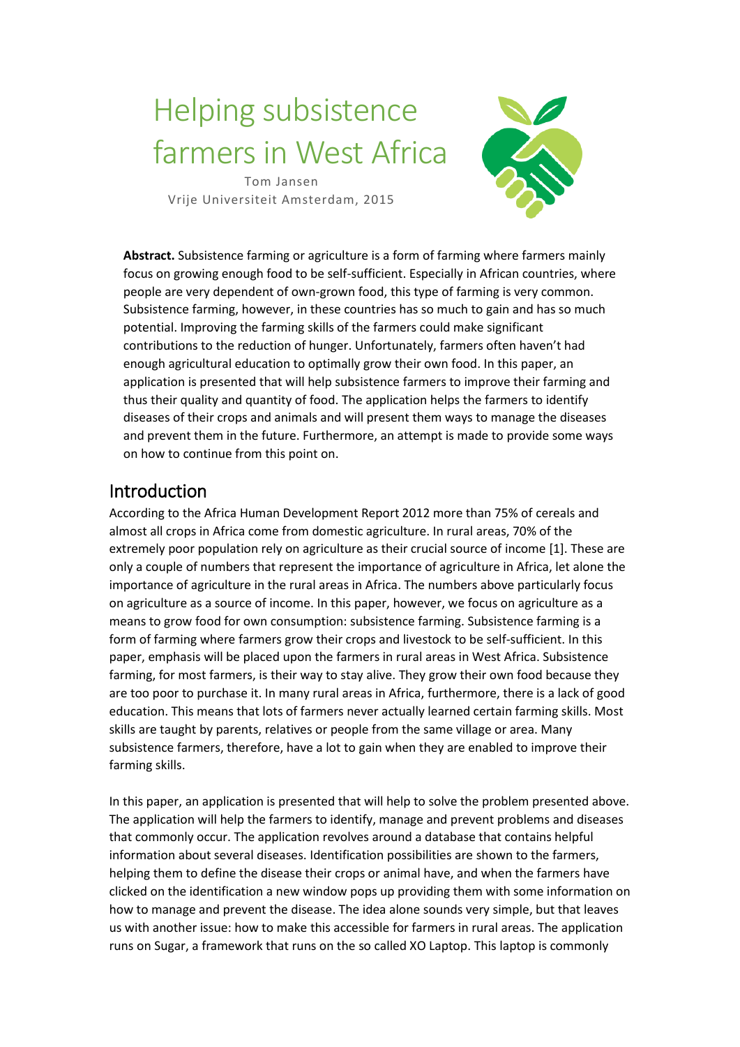# Helping subsistence farmers in West Africa

Tom Jansen
Vrije Universiteit Amsterdam, 2015

**Abstract.** Subsistence farming or agriculture is a form of farming where farmers mainly focus on growing enough food to be self-sufficient. Especially in African countries, where people are very dependent of own-grown food, this type of farming is very common. Subsistence farming, however, in these countries has so much to gain and has so much potential. Improving the farming skills of the farmers could make significant contributions to the reduction of hunger. Unfortunately, farmers often haven't had enough agricultural education to optimally grow their own food. In this paper, an application is presented that will help subsistence farmers to improve their farming and thus their quality and quantity of food. The application helps the farmers to identify diseases of their crops and animals and will present them ways to manage the diseases and prevent them in the future. Furthermore, an attempt is made to provide some ways on how to continue from this point on.

## Introduction

According to the Africa Human Development Report 2012 more than 75% of cereals and almost all crops in Africa come from domestic agriculture. In rural areas, 70% of the extremely poor population rely on agriculture as their crucial source of income [1]. These are only a couple of numbers that represent the importance of agriculture in Africa, let alone the importance of agriculture in the rural areas in Africa. The numbers above particularly focus on agriculture as a source of income. In this paper, however, we focus on agriculture as a means to grow food for own consumption: subsistence farming. Subsistence farming is a form of farming where farmers grow their crops and livestock to be self-sufficient. In this paper, emphasis will be placed upon the farmers in rural areas in West Africa. Subsistence farming, for most farmers, is their way to stay alive. They grow their own food because they are too poor to purchase it. In many rural areas in Africa, furthermore, there is a lack of good education. This means that lots of farmers never actually learned certain farming skills. Most skills are taught by parents, relatives or people from the same village or area. Many subsistence farmers, therefore, have a lot to gain when they are enabled to improve their farming skills.

In this paper, an application is presented that will help to solve the problem presented above. The application will help the farmers to identify, manage and prevent problems and diseases that commonly occur. The application revolves around a database that contains helpful information about several diseases. Identification possibilities are shown to the farmers, helping them to define the disease their crops or animal have, and when the farmers have clicked on the identification a new window pops up providing them with some information on how to manage and prevent the disease. The idea alone sounds very simple, but that leaves us with another issue: how to make this accessible for farmers in rural areas. The application runs on Sugar, a framework that runs on the so called XO Laptop. This laptop is commonly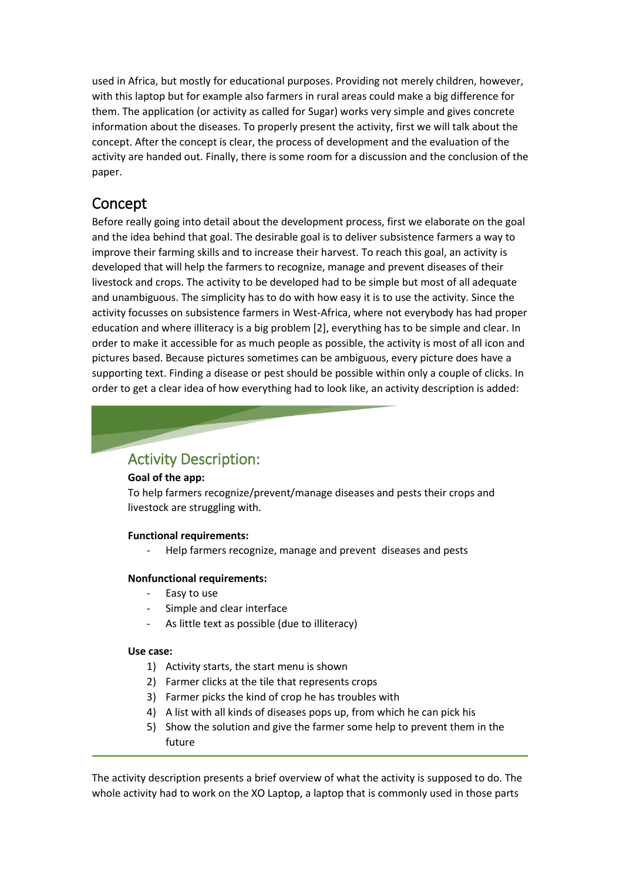used in Africa, but mostly for educational purposes. Providing not merely children, however, with this laptop but for example also farmers in rural areas could make a big difference for them. The application (or activity as called for Sugar) works very simple and gives concrete information about the diseases. To properly present the activity, first we will talk about the concept. After the concept is clear, the process of development and the evaluation of the activity are handed out. Finally, there is some room for a discussion and the conclusion of the paper.

## Concept

Before really going into detail about the development process, first we elaborate on the goal and the idea behind that goal. The desirable goal is to deliver subsistence farmers a way to improve their farming skills and to increase their harvest. To reach this goal, an activity is developed that will help the farmers to recognize, manage and prevent diseases of their livestock and crops. The activity to be developed had to be simple but most of all adequate and unambiguous. The simplicity has to do with how easy it is to use the activity. Since the activity focusses on subsistence farmers in West-Africa, where not everybody has had proper education and where illiteracy is a big problem [2], everything has to be simple and clear. In order to make it accessible for as much people as possible, the activity is most of all icon and pictures based. Because pictures sometimes can be ambiguous, every picture does have a supporting text. Finding a disease or pest should be possible within only a couple of clicks. In order to get a clear idea of how everything had to look like, an activity description is added:

### Activity Description:

**Goal of the app:**

To help farmers recognize/prevent/manage diseases and pests their crops and livestock are struggling with.

**Functional requirements:**

- Help farmers recognize, manage and prevent diseases and pests

**Nonfunctional requirements:**

- Easy to use
- Simple and clear interface
- As little text as possible (due to illiteracy)

**Use case:**

1) Activity starts, the start menu is shown
2) Farmer clicks at the tile that represents crops
3) Farmer picks the kind of crop he has troubles with
4) A list with all kinds of diseases pops up, from which he can pick his
5) Show the solution and give the farmer some help to prevent them in the future

The activity description presents a brief overview of what the activity is supposed to do. The whole activity had to work on the XO Laptop, a laptop that is commonly used in those parts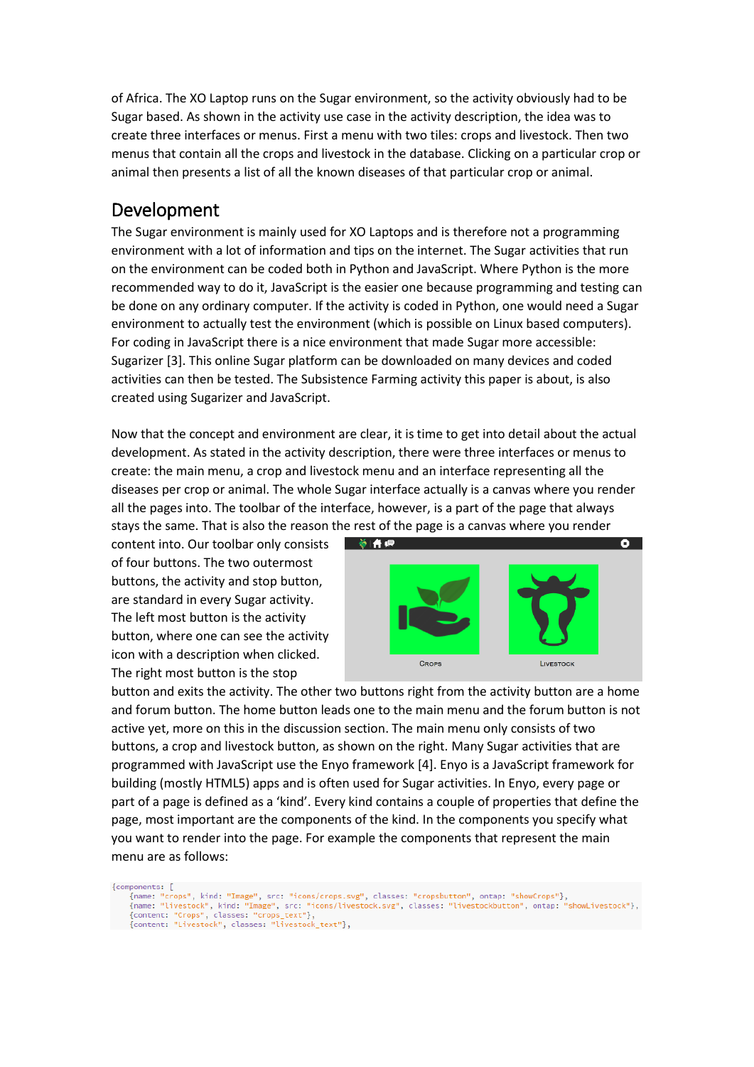of Africa. The XO Laptop runs on the Sugar environment, so the activity obviously had to be Sugar based. As shown in the activity use case in the activity description, the idea was to create three interfaces or menus. First a menu with two tiles: crops and livestock. Then two menus that contain all the crops and livestock in the database. Clicking on a particular crop or animal then presents a list of all the known diseases of that particular crop or animal.

## Development

The Sugar environment is mainly used for XO Laptops and is therefore not a programming environment with a lot of information and tips on the internet. The Sugar activities that run on the environment can be coded both in Python and JavaScript. Where Python is the more recommended way to do it, JavaScript is the easier one because programming and testing can be done on any ordinary computer. If the activity is coded in Python, one would need a Sugar environment to actually test the environment (which is possible on Linux based computers). For coding in JavaScript there is a nice environment that made Sugar more accessible: Sugarizer [3]. This online Sugar platform can be downloaded on many devices and coded activities can then be tested. The Subsistence Farming activity this paper is about, is also created using Sugarizer and JavaScript.

Now that the concept and environment are clear, it is time to get into detail about the actual development. As stated in the activity description, there were three interfaces or menus to create: the main menu, a crop and livestock menu and an interface representing all the diseases per crop or animal. The whole Sugar interface actually is a canvas where you render all the pages into. The toolbar of the interface, however, is a part of the page that always stays the same. That is also the reason the rest of the page is a canvas where you render content into. Our toolbar only consists of four buttons. The two outermost buttons, the activity and stop button, are standard in every Sugar activity. The left most button is the activity button, where one can see the activity icon with a description when clicked. The right most button is the stop button and exits the activity. The other two buttons right from the activity button are a home and forum button. The home button leads one to the main menu and the forum button is not active yet, more on this in the discussion section. The main menu only consists of two buttons, a crop and livestock button, as shown on the right. Many Sugar activities that are programmed with JavaScript use the Enyo framework [4]. Enyo is a JavaScript framework for building (mostly HTML5) apps and is often used for Sugar activities. In Enyo, every page or part of a page is defined as a 'kind'. Every kind contains a couple of properties that define the page, most important are the components of the kind. In the components you specify what you want to render into the page. For example the components that represent the main menu are as follows:

```
{components: [
    {name: "crops", kind: "Image", src: "icons/crops.svg", classes: "cropsbutton", ontap: "showCrops"},
    {name: "livestock", kind: "Image", src: "icons/livestock.svg", classes: "livestockbutton", ontap: "showLivestock"},
    {content: "Crops", classes: "crops_text"},
    {content: "Livestock", classes: "livestock_text"},
```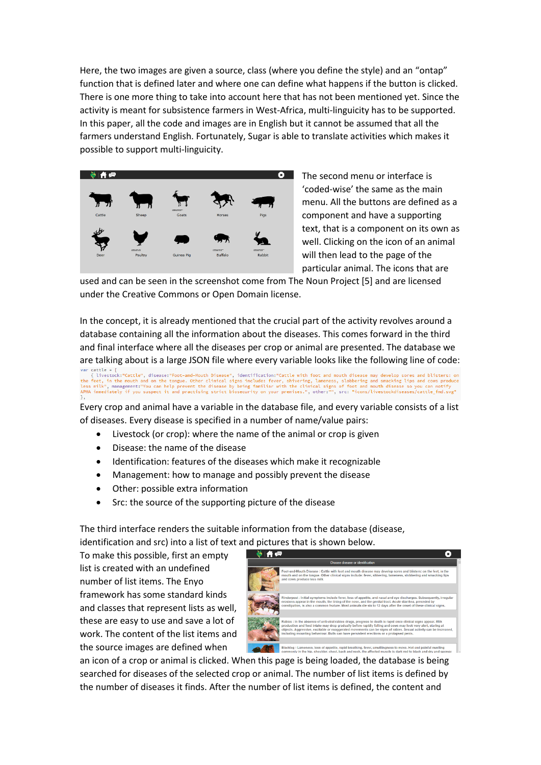Here, the two images are given a source, class (where you define the style) and an "ontap" function that is defined later and where one can define what happens if the button is clicked. There is one more thing to take into account here that has not been mentioned yet. Since the activity is meant for subsistence farmers in West-Africa, multi-linguicity has to be supported. In this paper, all the code and images are in English but it cannot be assumed that all the farmers understand English. Fortunately, Sugar is able to translate activities which makes it possible to support multi-linguicity.

The second menu or interface is 'coded-wise' the same as the main menu. All the buttons are defined as a component and have a supporting text, that is a component on its own as well. Clicking on the icon of an animal will then lead to the page of the particular animal. The icons that are used and can be seen in the screenshot come from The Noun Project [5] and are licensed under the Creative Commons or Open Domain license.

In the concept, it is already mentioned that the crucial part of the activity revolves around a database containing all the information about the diseases. This comes forward in the third and final interface where all the diseases per crop or animal are presented. The database we are talking about is a large JSON file where every variable looks like the following line of code:

```
var cattle = [
    { livestock:"Cattle", disease:"Foot-and-Mouth Disease", identification:"Cattle with foot and mouth disease may develop sores and blisters: on the feet, in the mouth and on the tongue. Other clinical signs include: fever, shivering, lameness, slobbering and smacking lips and cows produce less milk", management:"You can help prevent the disease by being familiar with the clinical signs of foot and mouth disease so you can notify APHA immediately if you suspect it and practising strict biosecurity on your premises.", other:"", src: "icons/livestockdiseases/cattle_fmd.svg"
];
```

Every crop and animal have a variable in the database file, and every variable consists of a list of diseases. Every disease is specified in a number of name/value pairs:

- Livestock (or crop): where the name of the animal or crop is given
- Disease: the name of the disease
- Identification: features of the diseases which make it recognizable
- Management: how to manage and possibly prevent the disease
- Other: possible extra information
- Src: the source of the supporting picture of the disease

The third interface renders the suitable information from the database (disease, identification and src) into a list of text and pictures that is shown below.

To make this possible, first an empty list is created with an undefined number of list items. The Enyo framework has some standard kinds and classes that represent lists as well, these are easy to use and save a lot of work. The content of the list items and the source images are defined when an icon of a crop or animal is clicked. When this page is being loaded, the database is being searched for diseases of the selected crop or animal. The number of list items is defined by the number of diseases it finds. After the number of list items is defined, the content and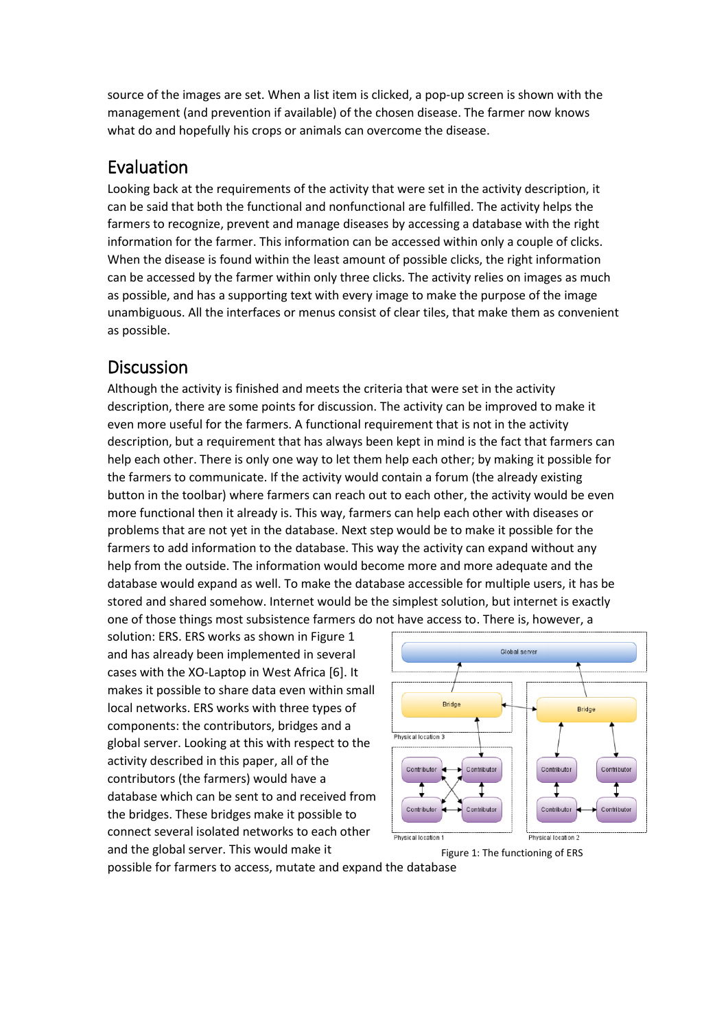source of the images are set. When a list item is clicked, a pop-up screen is shown with the management (and prevention if available) of the chosen disease. The farmer now knows what do and hopefully his crops or animals can overcome the disease.

## Evaluation

Looking back at the requirements of the activity that were set in the activity description, it can be said that both the functional and nonfunctional are fulfilled. The activity helps the farmers to recognize, prevent and manage diseases by accessing a database with the right information for the farmer. This information can be accessed within only a couple of clicks. When the disease is found within the least amount of possible clicks, the right information can be accessed by the farmer within only three clicks. The activity relies on images as much as possible, and has a supporting text with every image to make the purpose of the image unambiguous. All the interfaces or menus consist of clear tiles, that make them as convenient as possible.

## Discussion

Although the activity is finished and meets the criteria that were set in the activity description, there are some points for discussion. The activity can be improved to make it even more useful for the farmers. A functional requirement that is not in the activity description, but a requirement that has always been kept in mind is the fact that farmers can help each other. There is only one way to let them help each other; by making it possible for the farmers to communicate. If the activity would contain a forum (the already existing button in the toolbar) where farmers can reach out to each other, the activity would be even more functional then it already is. This way, farmers can help each other with diseases or problems that are not yet in the database. Next step would be to make it possible for the farmers to add information to the database. This way the activity can expand without any help from the outside. The information would become more and more adequate and the database would expand as well. To make the database accessible for multiple users, it has be stored and shared somehow. Internet would be the simplest solution, but internet is exactly one of those things most subsistence farmers do not have access to. There is, however, a solution: ERS. ERS works as shown in Figure 1 and has already been implemented in several cases with the XO-Laptop in West Africa [6]. It makes it possible to share data even within small local networks. ERS works with three types of components: the contributors, bridges and a global server. Looking at this with respect to the activity described in this paper, all of the contributors (the farmers) would have a database which can be sent to and received from the bridges. These bridges make it possible to connect several isolated networks to each other and the global server. This would make it possible for farmers to access, mutate and expand the database

Figure 1: The functioning of ERS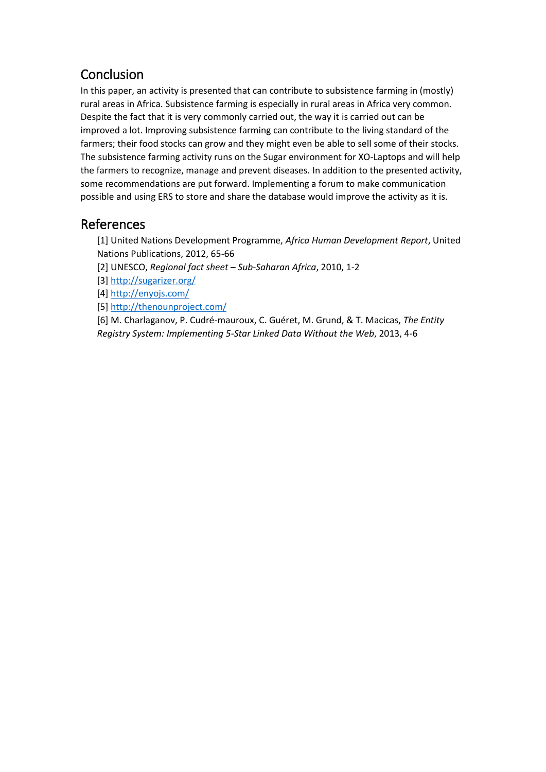## Conclusion

In this paper, an activity is presented that can contribute to subsistence farming in (mostly) rural areas in Africa. Subsistence farming is especially in rural areas in Africa very common. Despite the fact that it is very commonly carried out, the way it is carried out can be improved a lot. Improving subsistence farming can contribute to the living standard of the farmers; their food stocks can grow and they might even be able to sell some of their stocks. The subsistence farming activity runs on the Sugar environment for XO-Laptops and will help the farmers to recognize, manage and prevent diseases. In addition to the presented activity, some recommendations are put forward. Implementing a forum to make communication possible and using ERS to store and share the database would improve the activity as it is.

## References

[1] United Nations Development Programme, *Africa Human Development Report*, United Nations Publications, 2012, 65-66

[2] UNESCO, *Regional fact sheet – Sub-Saharan Africa*, 2010, 1-2

[3] http://sugarizer.org/

[4] http://enyojs.com/

[5] http://thenounproject.com/

[6] M. Charlaganov, P. Cudré-mauroux, C. Guéret, M. Grund, & T. Macicas, *The Entity Registry System: Implementing 5-Star Linked Data Without the Web*, 2013, 4-6